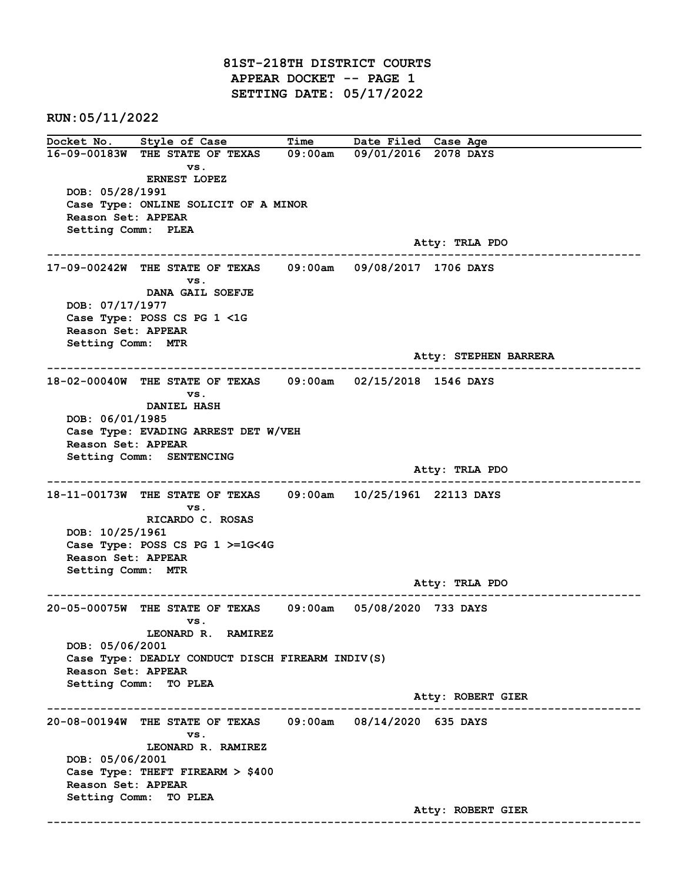# 81ST-218TH DISTRICT COURTS
## APPEAR DOCKET -- PAGE 1
## SETTING DATE: 05/17/2022

RUN:05/11/2022

| Docket No. | Style of Case | Time | Date Filed | Case Age |
|---|---|---|---|---|

---

**16-09-00183W** THE STATE OF TEXAS vs. ERNEST LOPEZ — 09:00am — 09/01/2016 — 2078 DAYS

DOB: 05/28/1991
Case Type: ONLINE SOLICIT OF A MINOR
Reason Set: APPEAR
Setting Comm: PLEA
Atty: TRLA PDO

---

**17-09-00242W** THE STATE OF TEXAS vs. DANA GAIL SOEFJE — 09:00am — 09/08/2017 — 1706 DAYS

DOB: 07/17/1977
Case Type: POSS CS PG 1 <1G
Reason Set: APPEAR
Setting Comm: MTR
Atty: STEPHEN BARRERA

---

**18-02-00040W** THE STATE OF TEXAS vs. DANIEL HASH — 09:00am — 02/15/2018 — 1546 DAYS

DOB: 06/01/1985
Case Type: EVADING ARREST DET W/VEH
Reason Set: APPEAR
Setting Comm: SENTENCING
Atty: TRLA PDO

---

**18-11-00173W** THE STATE OF TEXAS vs. RICARDO C. ROSAS — 09:00am — 10/25/1961 — 22113 DAYS

DOB: 10/25/1961
Case Type: POSS CS PG 1 >=1G<4G
Reason Set: APPEAR
Setting Comm: MTR
Atty: TRLA PDO

---

**20-05-00075W** THE STATE OF TEXAS vs. LEONARD R. RAMIREZ — 09:00am — 05/08/2020 — 733 DAYS

DOB: 05/06/2001
Case Type: DEADLY CONDUCT DISCH FIREARM INDIV(S)
Reason Set: APPEAR
Setting Comm: TO PLEA
Atty: ROBERT GIER

---

**20-08-00194W** THE STATE OF TEXAS vs. LEONARD R. RAMIREZ — 09:00am — 08/14/2020 — 635 DAYS

DOB: 05/06/2001
Case Type: THEFT FIREARM > $400
Reason Set: APPEAR
Setting Comm: TO PLEA
Atty: ROBERT GIER

---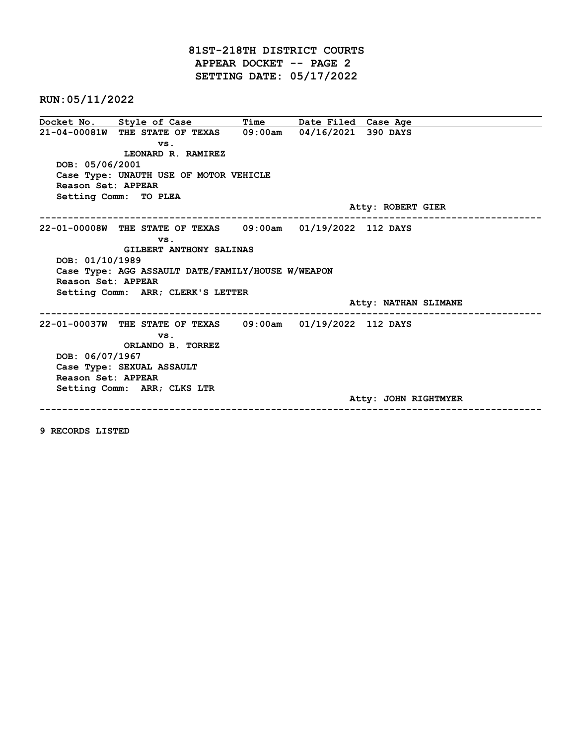# 81ST-218TH DISTRICT COURTS
## APPEAR DOCKET -- PAGE 2
## SETTING DATE: 05/17/2022

**RUN:05/11/2022**

| Docket No. | Style of Case | Time | Date Filed | Case Age |
|---|---|---|---|---|
| 21-04-00081W | THE STATE OF TEXAS vs. LEONARD R. RAMIREZ | 09:00am | 04/16/2021 | 390 DAYS |

DOB: 05/06/2001
Case Type: UNAUTH USE OF MOTOR VEHICLE
Reason Set: APPEAR
Setting Comm: TO PLEA
Atty: ROBERT GIER

---

| Docket No. | Style of Case | Time | Date Filed | Case Age |
|---|---|---|---|---|
| 22-01-00008W | THE STATE OF TEXAS vs. GILBERT ANTHONY SALINAS | 09:00am | 01/19/2022 | 112 DAYS |

DOB: 01/10/1989
Case Type: AGG ASSAULT DATE/FAMILY/HOUSE W/WEAPON
Reason Set: APPEAR
Setting Comm: ARR; CLERK'S LETTER
Atty: NATHAN SLIMANE

---

| Docket No. | Style of Case | Time | Date Filed | Case Age |
|---|---|---|---|---|
| 22-01-00037W | THE STATE OF TEXAS vs. ORLANDO B. TORREZ | 09:00am | 01/19/2022 | 112 DAYS |

DOB: 06/07/1967
Case Type: SEXUAL ASSAULT
Reason Set: APPEAR
Setting Comm: ARR; CLKS LTR
Atty: JOHN RIGHTMYER

---

9 RECORDS LISTED